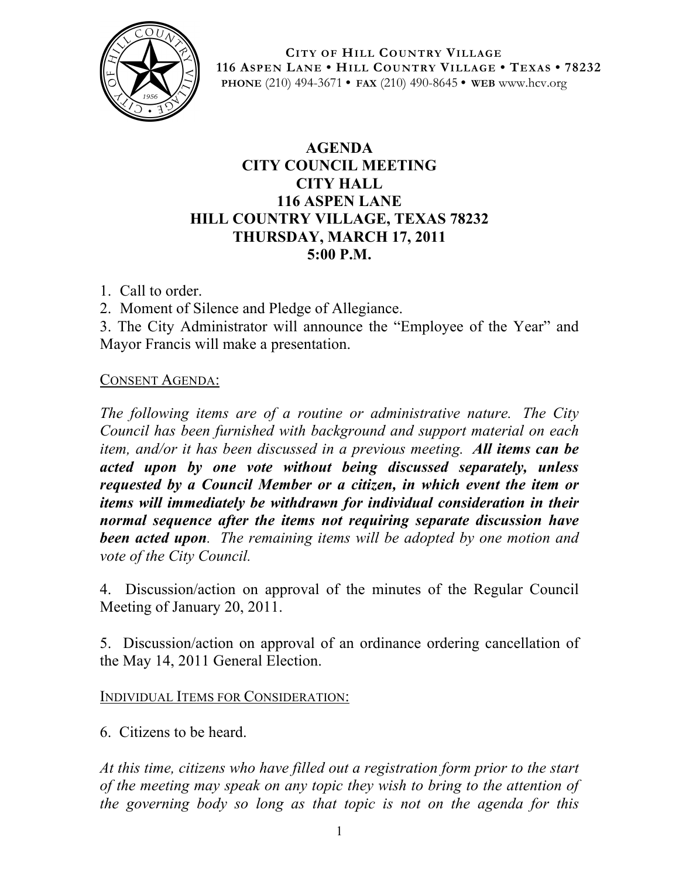CITY OF HILL COUNTRY VILLAGE
116 ASPEN LANE • HILL COUNTRY VILLAGE • TEXAS • 78232
PHONE (210) 494-3671 • FAX (210) 490-8645 • WEB www.hcv.org

# AGENDA
# CITY COUNCIL MEETING
# CITY HALL
# 116 ASPEN LANE
# HILL COUNTRY VILLAGE, TEXAS 78232
# THURSDAY, MARCH 17, 2011
# 5:00 P.M.

1. Call to order.
2. Moment of Silence and Pledge of Allegiance.
3. The City Administrator will announce the "Employee of the Year" and Mayor Francis will make a presentation.

CONSENT AGENDA:

*The following items are of a routine or administrative nature. The City Council has been furnished with background and support material on each item, and/or it has been discussed in a previous meeting.* ***All items can be acted upon by one vote without being discussed separately, unless requested by a Council Member or a citizen, in which event the item or items will immediately be withdrawn for individual consideration in their normal sequence after the items not requiring separate discussion have been acted upon****. The remaining items will be adopted by one motion and vote of the City Council.*

4. Discussion/action on approval of the minutes of the Regular Council Meeting of January 20, 2011.

5. Discussion/action on approval of an ordinance ordering cancellation of the May 14, 2011 General Election.

INDIVIDUAL ITEMS FOR CONSIDERATION:

6. Citizens to be heard.

*At this time, citizens who have filled out a registration form prior to the start of the meeting may speak on any topic they wish to bring to the attention of the governing body so long as that topic is not on the agenda for this*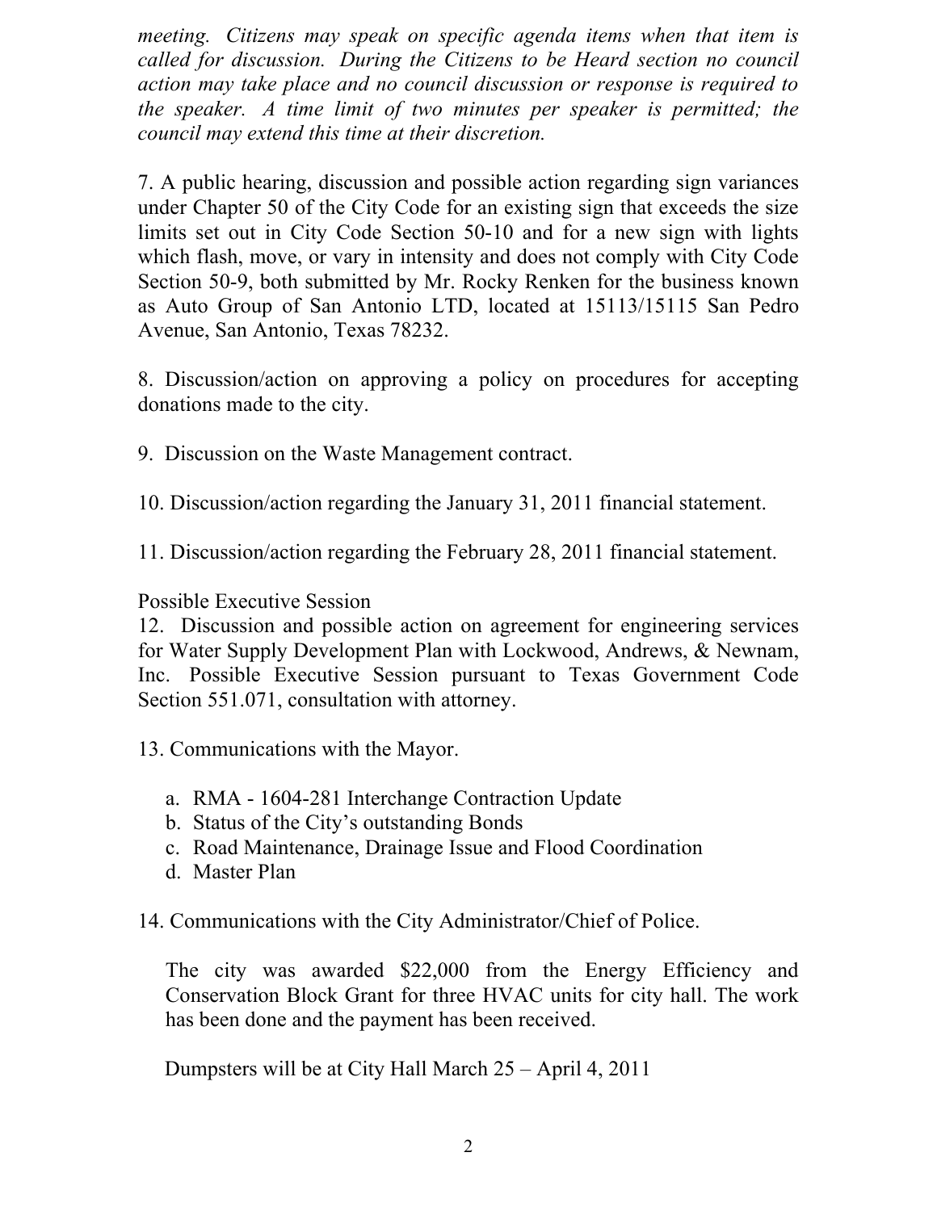*meeting. Citizens may speak on specific agenda items when that item is called for discussion. During the Citizens to be Heard section no council action may take place and no council discussion or response is required to the speaker. A time limit of two minutes per speaker is permitted; the council may extend this time at their discretion.*

7. A public hearing, discussion and possible action regarding sign variances under Chapter 50 of the City Code for an existing sign that exceeds the size limits set out in City Code Section 50-10 and for a new sign with lights which flash, move, or vary in intensity and does not comply with City Code Section 50-9, both submitted by Mr. Rocky Renken for the business known as Auto Group of San Antonio LTD, located at 15113/15115 San Pedro Avenue, San Antonio, Texas 78232.

8. Discussion/action on approving a policy on procedures for accepting donations made to the city.

9. Discussion on the Waste Management contract.

10. Discussion/action regarding the January 31, 2011 financial statement.

11. Discussion/action regarding the February 28, 2011 financial statement.

Possible Executive Session

12. Discussion and possible action on agreement for engineering services for Water Supply Development Plan with Lockwood, Andrews, & Newnam, Inc. Possible Executive Session pursuant to Texas Government Code Section 551.071, consultation with attorney.

13. Communications with the Mayor.

   a. RMA - 1604-281 Interchange Contraction Update
   b. Status of the City's outstanding Bonds
   c. Road Maintenance, Drainage Issue and Flood Coordination
   d. Master Plan

14. Communications with the City Administrator/Chief of Police.

   The city was awarded $22,000 from the Energy Efficiency and Conservation Block Grant for three HVAC units for city hall. The work has been done and the payment has been received.

   Dumpsters will be at City Hall March 25 – April 4, 2011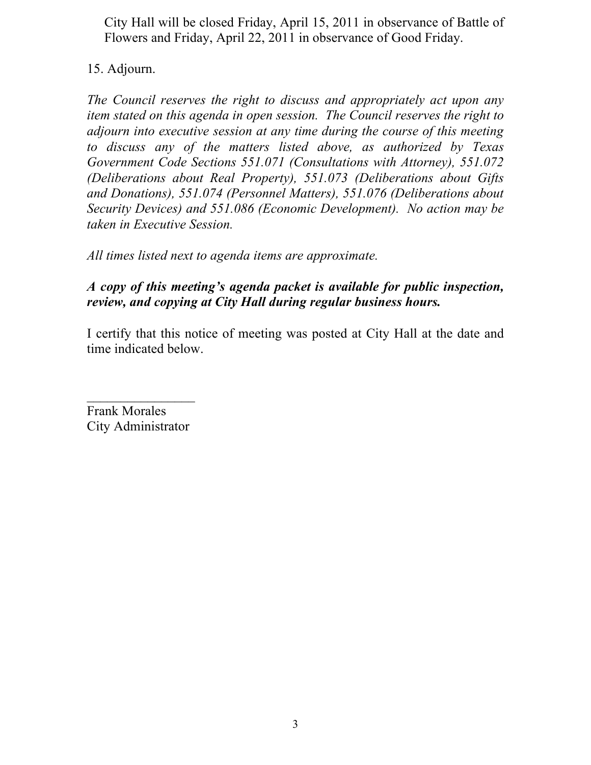City Hall will be closed Friday, April 15, 2011 in observance of Battle of Flowers and Friday, April 22, 2011 in observance of Good Friday.

15. Adjourn.

*The Council reserves the right to discuss and appropriately act upon any item stated on this agenda in open session. The Council reserves the right to adjourn into executive session at any time during the course of this meeting to discuss any of the matters listed above, as authorized by Texas Government Code Sections 551.071 (Consultations with Attorney), 551.072 (Deliberations about Real Property), 551.073 (Deliberations about Gifts and Donations), 551.074 (Personnel Matters), 551.076 (Deliberations about Security Devices) and 551.086 (Economic Development). No action may be taken in Executive Session.*

*All times listed next to agenda items are approximate.*

***A copy of this meeting's agenda packet is available for public inspection, review, and copying at City Hall during regular business hours.***

I certify that this notice of meeting was posted at City Hall at the date and time indicated below.

\_\_\_\_\_\_\_\_\_\_\_\_\_\_\_\_\_

Frank Morales
City Administrator